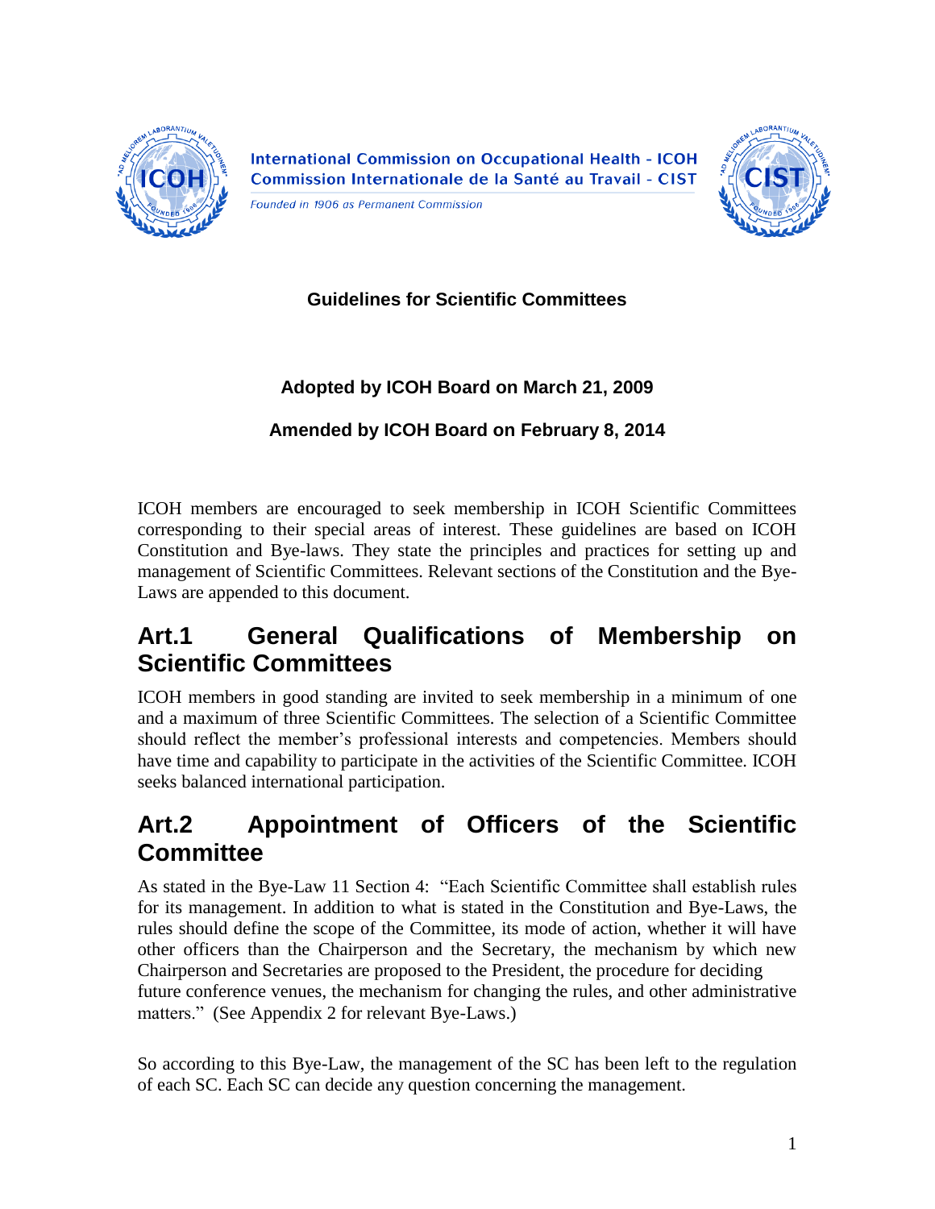International Commission on Occupational Health - ICOH
Commission Internationale de la Santé au Travail - CIST

*Founded in 1906 as Permanent Commission*

**Guidelines for Scientific Committees**

**Adopted by ICOH Board on March 21, 2009**

**Amended by ICOH Board on February 8, 2014**

ICOH members are encouraged to seek membership in ICOH Scientific Committees corresponding to their special areas of interest. These guidelines are based on ICOH Constitution and Bye-laws. They state the principles and practices for setting up and management of Scientific Committees. Relevant sections of the Constitution and the Bye-Laws are appended to this document.

## Art.1 General Qualifications of Membership on Scientific Committees

ICOH members in good standing are invited to seek membership in a minimum of one and a maximum of three Scientific Committees. The selection of a Scientific Committee should reflect the member's professional interests and competencies. Members should have time and capability to participate in the activities of the Scientific Committee. ICOH seeks balanced international participation.

## Art.2 Appointment of Officers of the Scientific Committee

As stated in the Bye-Law 11 Section 4: "Each Scientific Committee shall establish rules for its management. In addition to what is stated in the Constitution and Bye-Laws, the rules should define the scope of the Committee, its mode of action, whether it will have other officers than the Chairperson and the Secretary, the mechanism by which new Chairperson and Secretaries are proposed to the President, the procedure for deciding future conference venues, the mechanism for changing the rules, and other administrative matters." (See Appendix 2 for relevant Bye-Laws.)

So according to this Bye-Law, the management of the SC has been left to the regulation of each SC. Each SC can decide any question concerning the management.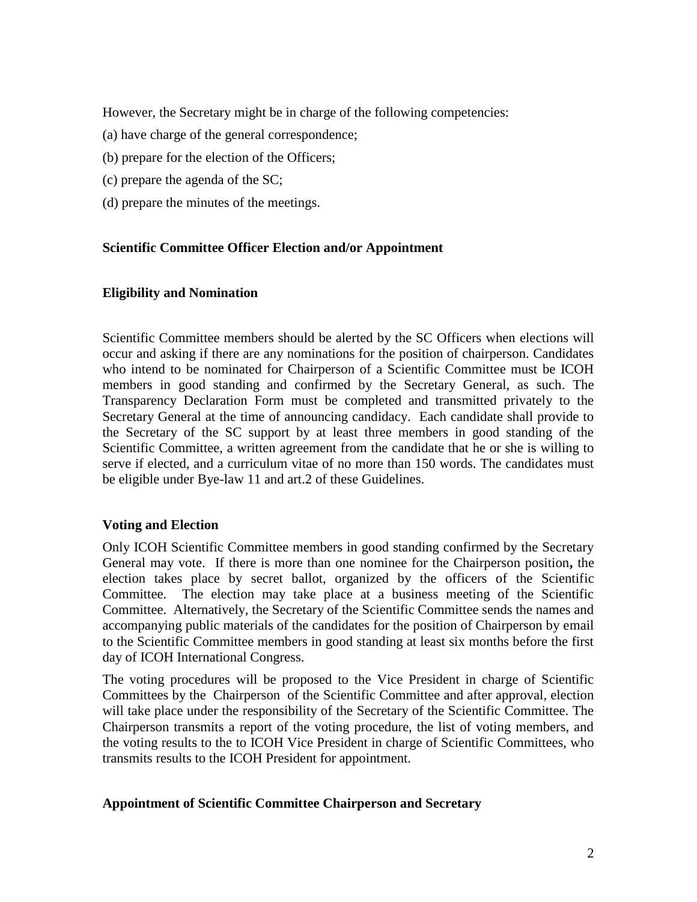However, the Secretary might be in charge of the following competencies:

(a) have charge of the general correspondence;

(b) prepare for the election of the Officers;

(c) prepare the agenda of the SC;

(d) prepare the minutes of the meetings.

**Scientific Committee Officer Election and/or Appointment**

**Eligibility and Nomination**

Scientific Committee members should be alerted by the SC Officers when elections will occur and asking if there are any nominations for the position of chairperson. Candidates who intend to be nominated for Chairperson of a Scientific Committee must be ICOH members in good standing and confirmed by the Secretary General, as such. The Transparency Declaration Form must be completed and transmitted privately to the Secretary General at the time of announcing candidacy. Each candidate shall provide to the Secretary of the SC support by at least three members in good standing of the Scientific Committee, a written agreement from the candidate that he or she is willing to serve if elected, and a curriculum vitae of no more than 150 words. The candidates must be eligible under Bye-law 11 and art.2 of these Guidelines.

**Voting and Election**

Only ICOH Scientific Committee members in good standing confirmed by the Secretary General may vote. If there is more than one nominee for the Chairperson position**,** the election takes place by secret ballot, organized by the officers of the Scientific Committee. The election may take place at a business meeting of the Scientific Committee. Alternatively, the Secretary of the Scientific Committee sends the names and accompanying public materials of the candidates for the position of Chairperson by email to the Scientific Committee members in good standing at least six months before the first day of ICOH International Congress.

The voting procedures will be proposed to the Vice President in charge of Scientific Committees by the Chairperson of the Scientific Committee and after approval, election will take place under the responsibility of the Secretary of the Scientific Committee. The Chairperson transmits a report of the voting procedure, the list of voting members, and the voting results to the to ICOH Vice President in charge of Scientific Committees, who transmits results to the ICOH President for appointment.

**Appointment of Scientific Committee Chairperson and Secretary**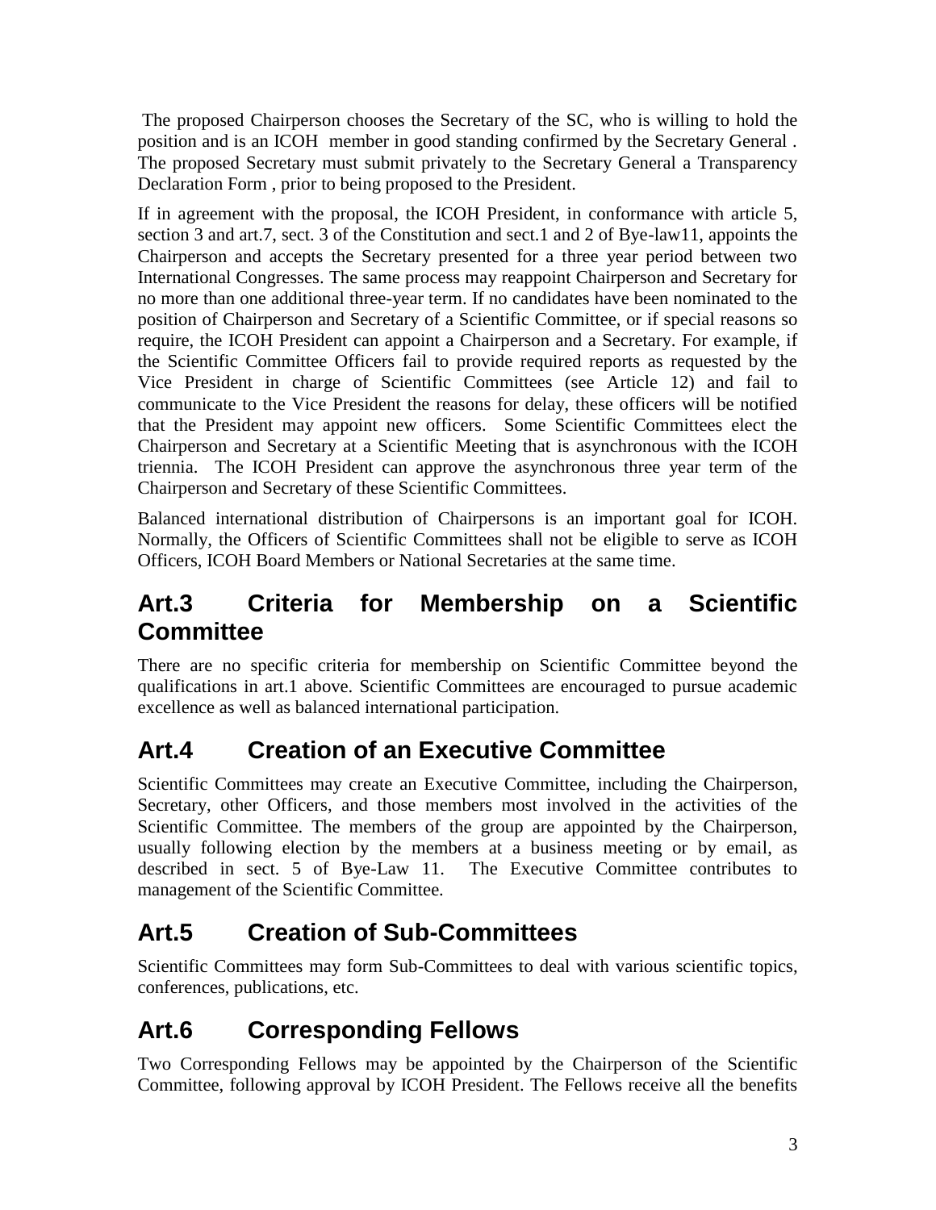The proposed Chairperson chooses the Secretary of the SC, who is willing to hold the position and is an ICOH member in good standing confirmed by the Secretary General . The proposed Secretary must submit privately to the Secretary General a Transparency Declaration Form , prior to being proposed to the President.

If in agreement with the proposal, the ICOH President, in conformance with article 5, section 3 and art.7, sect. 3 of the Constitution and sect.1 and 2 of Bye-law11, appoints the Chairperson and accepts the Secretary presented for a three year period between two International Congresses. The same process may reappoint Chairperson and Secretary for no more than one additional three-year term. If no candidates have been nominated to the position of Chairperson and Secretary of a Scientific Committee, or if special reasons so require, the ICOH President can appoint a Chairperson and a Secretary. For example, if the Scientific Committee Officers fail to provide required reports as requested by the Vice President in charge of Scientific Committees (see Article 12) and fail to communicate to the Vice President the reasons for delay, these officers will be notified that the President may appoint new officers. Some Scientific Committees elect the Chairperson and Secretary at a Scientific Meeting that is asynchronous with the ICOH triennia. The ICOH President can approve the asynchronous three year term of the Chairperson and Secretary of these Scientific Committees.

Balanced international distribution of Chairpersons is an important goal for ICOH. Normally, the Officers of Scientific Committees shall not be eligible to serve as ICOH Officers, ICOH Board Members or National Secretaries at the same time.

## Art.3 Criteria for Membership on a Scientific Committee

There are no specific criteria for membership on Scientific Committee beyond the qualifications in art.1 above. Scientific Committees are encouraged to pursue academic excellence as well as balanced international participation.

## Art.4 Creation of an Executive Committee

Scientific Committees may create an Executive Committee, including the Chairperson, Secretary, other Officers, and those members most involved in the activities of the Scientific Committee. The members of the group are appointed by the Chairperson, usually following election by the members at a business meeting or by email, as described in sect. 5 of Bye-Law 11. The Executive Committee contributes to management of the Scientific Committee.

## Art.5 Creation of Sub-Committees

Scientific Committees may form Sub-Committees to deal with various scientific topics, conferences, publications, etc.

## Art.6 Corresponding Fellows

Two Corresponding Fellows may be appointed by the Chairperson of the Scientific Committee, following approval by ICOH President. The Fellows receive all the benefits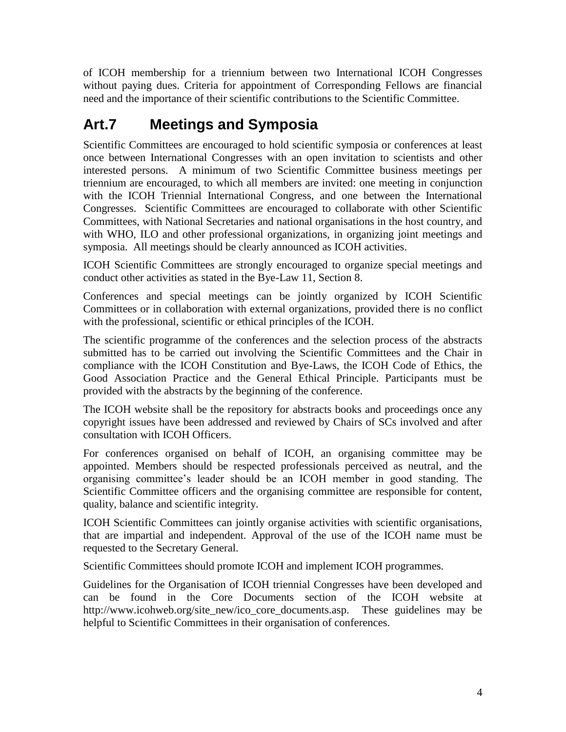of ICOH membership for a triennium between two International ICOH Congresses without paying dues. Criteria for appointment of Corresponding Fellows are financial need and the importance of their scientific contributions to the Scientific Committee.

## Art.7 Meetings and Symposia

Scientific Committees are encouraged to hold scientific symposia or conferences at least once between International Congresses with an open invitation to scientists and other interested persons. A minimum of two Scientific Committee business meetings per triennium are encouraged, to which all members are invited: one meeting in conjunction with the ICOH Triennial International Congress, and one between the International Congresses. Scientific Committees are encouraged to collaborate with other Scientific Committees, with National Secretaries and national organisations in the host country, and with WHO, ILO and other professional organizations, in organizing joint meetings and symposia. All meetings should be clearly announced as ICOH activities.

ICOH Scientific Committees are strongly encouraged to organize special meetings and conduct other activities as stated in the Bye-Law 11, Section 8.

Conferences and special meetings can be jointly organized by ICOH Scientific Committees or in collaboration with external organizations, provided there is no conflict with the professional, scientific or ethical principles of the ICOH.

The scientific programme of the conferences and the selection process of the abstracts submitted has to be carried out involving the Scientific Committees and the Chair in compliance with the ICOH Constitution and Bye-Laws, the ICOH Code of Ethics, the Good Association Practice and the General Ethical Principle. Participants must be provided with the abstracts by the beginning of the conference.

The ICOH website shall be the repository for abstracts books and proceedings once any copyright issues have been addressed and reviewed by Chairs of SCs involved and after consultation with ICOH Officers.

For conferences organised on behalf of ICOH, an organising committee may be appointed. Members should be respected professionals perceived as neutral, and the organising committee's leader should be an ICOH member in good standing. The Scientific Committee officers and the organising committee are responsible for content, quality, balance and scientific integrity.

ICOH Scientific Committees can jointly organise activities with scientific organisations, that are impartial and independent. Approval of the use of the ICOH name must be requested to the Secretary General.

Scientific Committees should promote ICOH and implement ICOH programmes.

Guidelines for the Organisation of ICOH triennial Congresses have been developed and can be found in the Core Documents section of the ICOH website at http://www.icohweb.org/site_new/ico_core_documents.asp. These guidelines may be helpful to Scientific Committees in their organisation of conferences.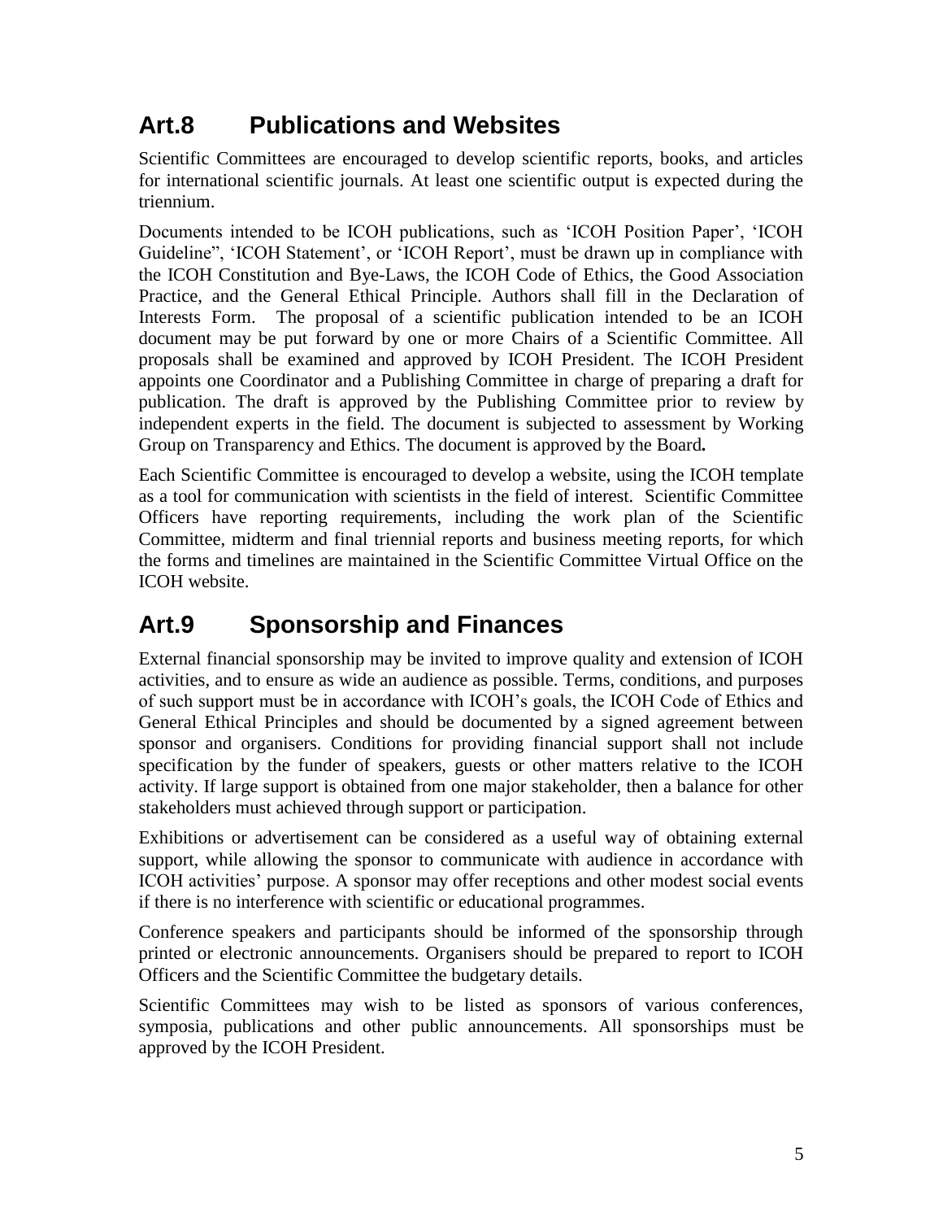## Art.8 Publications and Websites

Scientific Committees are encouraged to develop scientific reports, books, and articles for international scientific journals. At least one scientific output is expected during the triennium.

Documents intended to be ICOH publications, such as 'ICOH Position Paper', 'ICOH Guideline", 'ICOH Statement', or 'ICOH Report', must be drawn up in compliance with the ICOH Constitution and Bye-Laws, the ICOH Code of Ethics, the Good Association Practice, and the General Ethical Principle. Authors shall fill in the Declaration of Interests Form. The proposal of a scientific publication intended to be an ICOH document may be put forward by one or more Chairs of a Scientific Committee. All proposals shall be examined and approved by ICOH President. The ICOH President appoints one Coordinator and a Publishing Committee in charge of preparing a draft for publication. The draft is approved by the Publishing Committee prior to review by independent experts in the field. The document is subjected to assessment by Working Group on Transparency and Ethics. The document is approved by the Board**.**

Each Scientific Committee is encouraged to develop a website, using the ICOH template as a tool for communication with scientists in the field of interest. Scientific Committee Officers have reporting requirements, including the work plan of the Scientific Committee, midterm and final triennial reports and business meeting reports, for which the forms and timelines are maintained in the Scientific Committee Virtual Office on the ICOH website.

## Art.9 Sponsorship and Finances

External financial sponsorship may be invited to improve quality and extension of ICOH activities, and to ensure as wide an audience as possible. Terms, conditions, and purposes of such support must be in accordance with ICOH's goals, the ICOH Code of Ethics and General Ethical Principles and should be documented by a signed agreement between sponsor and organisers. Conditions for providing financial support shall not include specification by the funder of speakers, guests or other matters relative to the ICOH activity. If large support is obtained from one major stakeholder, then a balance for other stakeholders must achieved through support or participation.

Exhibitions or advertisement can be considered as a useful way of obtaining external support, while allowing the sponsor to communicate with audience in accordance with ICOH activities' purpose. A sponsor may offer receptions and other modest social events if there is no interference with scientific or educational programmes.

Conference speakers and participants should be informed of the sponsorship through printed or electronic announcements. Organisers should be prepared to report to ICOH Officers and the Scientific Committee the budgetary details.

Scientific Committees may wish to be listed as sponsors of various conferences, symposia, publications and other public announcements. All sponsorships must be approved by the ICOH President.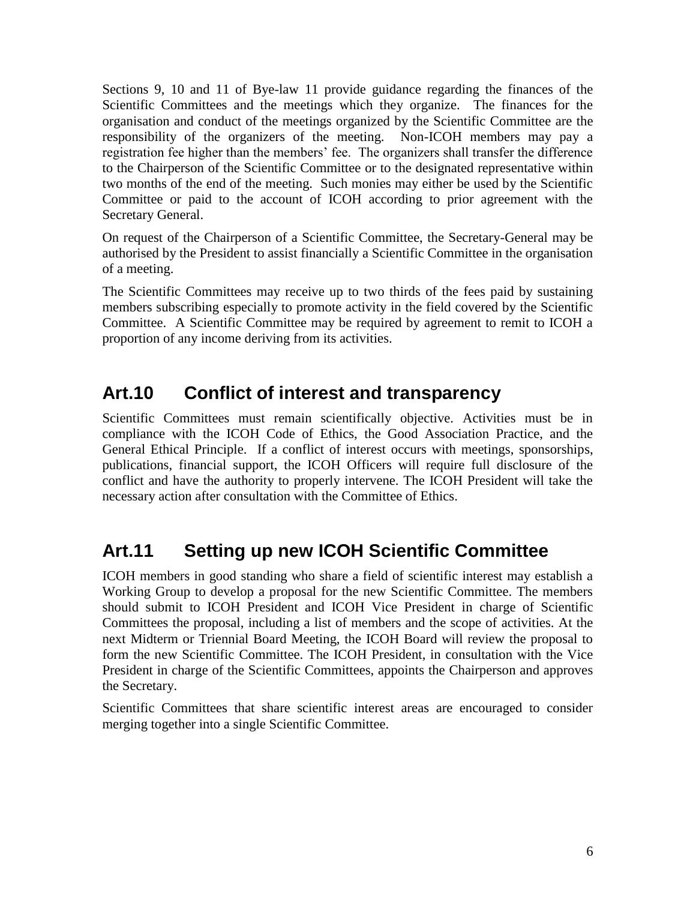Sections 9, 10 and 11 of Bye-law 11 provide guidance regarding the finances of the Scientific Committees and the meetings which they organize. The finances for the organisation and conduct of the meetings organized by the Scientific Committee are the responsibility of the organizers of the meeting. Non-ICOH members may pay a registration fee higher than the members' fee. The organizers shall transfer the difference to the Chairperson of the Scientific Committee or to the designated representative within two months of the end of the meeting. Such monies may either be used by the Scientific Committee or paid to the account of ICOH according to prior agreement with the Secretary General.

On request of the Chairperson of a Scientific Committee, the Secretary-General may be authorised by the President to assist financially a Scientific Committee in the organisation of a meeting.

The Scientific Committees may receive up to two thirds of the fees paid by sustaining members subscribing especially to promote activity in the field covered by the Scientific Committee. A Scientific Committee may be required by agreement to remit to ICOH a proportion of any income deriving from its activities.

## Art.10 Conflict of interest and transparency

Scientific Committees must remain scientifically objective. Activities must be in compliance with the ICOH Code of Ethics, the Good Association Practice, and the General Ethical Principle. If a conflict of interest occurs with meetings, sponsorships, publications, financial support, the ICOH Officers will require full disclosure of the conflict and have the authority to properly intervene. The ICOH President will take the necessary action after consultation with the Committee of Ethics.

## Art.11 Setting up new ICOH Scientific Committee

ICOH members in good standing who share a field of scientific interest may establish a Working Group to develop a proposal for the new Scientific Committee. The members should submit to ICOH President and ICOH Vice President in charge of Scientific Committees the proposal, including a list of members and the scope of activities. At the next Midterm or Triennial Board Meeting, the ICOH Board will review the proposal to form the new Scientific Committee. The ICOH President, in consultation with the Vice President in charge of the Scientific Committees, appoints the Chairperson and approves the Secretary.

Scientific Committees that share scientific interest areas are encouraged to consider merging together into a single Scientific Committee.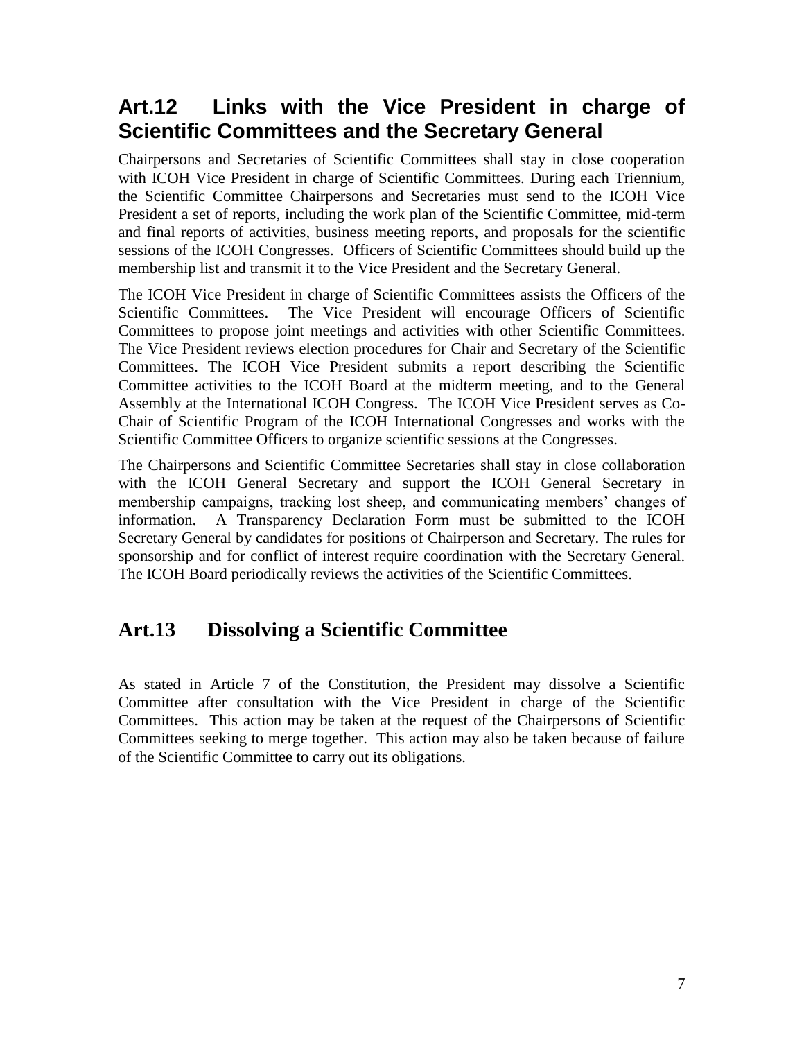## Art.12 Links with the Vice President in charge of Scientific Committees and the Secretary General

Chairpersons and Secretaries of Scientific Committees shall stay in close cooperation with ICOH Vice President in charge of Scientific Committees. During each Triennium, the Scientific Committee Chairpersons and Secretaries must send to the ICOH Vice President a set of reports, including the work plan of the Scientific Committee, mid-term and final reports of activities, business meeting reports, and proposals for the scientific sessions of the ICOH Congresses. Officers of Scientific Committees should build up the membership list and transmit it to the Vice President and the Secretary General.

The ICOH Vice President in charge of Scientific Committees assists the Officers of the Scientific Committees. The Vice President will encourage Officers of Scientific Committees to propose joint meetings and activities with other Scientific Committees. The Vice President reviews election procedures for Chair and Secretary of the Scientific Committees. The ICOH Vice President submits a report describing the Scientific Committee activities to the ICOH Board at the midterm meeting, and to the General Assembly at the International ICOH Congress. The ICOH Vice President serves as Co-Chair of Scientific Program of the ICOH International Congresses and works with the Scientific Committee Officers to organize scientific sessions at the Congresses.

The Chairpersons and Scientific Committee Secretaries shall stay in close collaboration with the ICOH General Secretary and support the ICOH General Secretary in membership campaigns, tracking lost sheep, and communicating members' changes of information. A Transparency Declaration Form must be submitted to the ICOH Secretary General by candidates for positions of Chairperson and Secretary. The rules for sponsorship and for conflict of interest require coordination with the Secretary General. The ICOH Board periodically reviews the activities of the Scientific Committees.

## Art.13 Dissolving a Scientific Committee

As stated in Article 7 of the Constitution, the President may dissolve a Scientific Committee after consultation with the Vice President in charge of the Scientific Committees. This action may be taken at the request of the Chairpersons of Scientific Committees seeking to merge together. This action may also be taken because of failure of the Scientific Committee to carry out its obligations.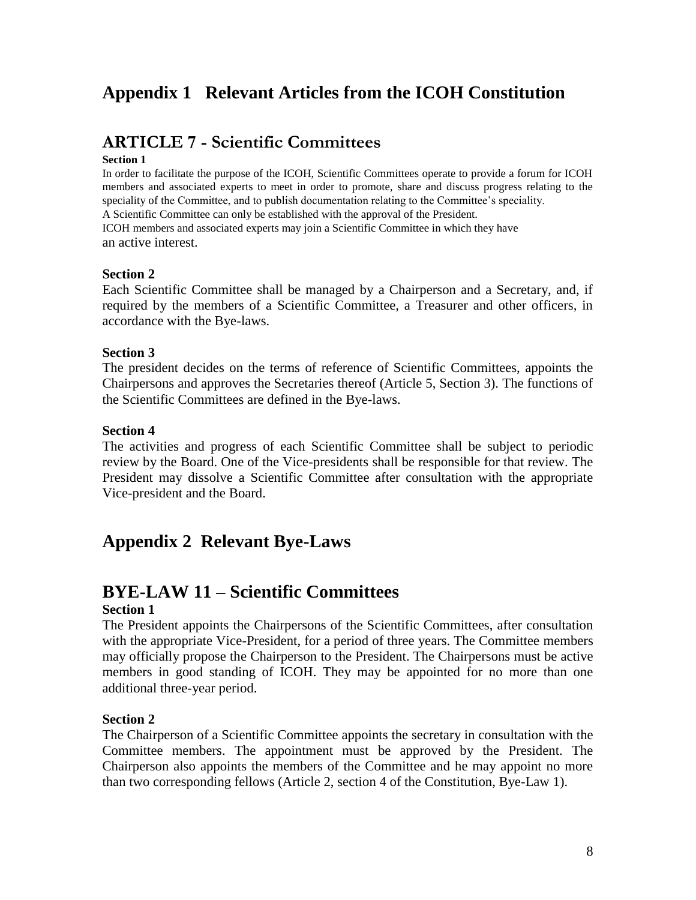# Appendix 1 Relevant Articles from the ICOH Constitution

## ARTICLE 7 - Scientific Committees

**Section 1**

In order to facilitate the purpose of the ICOH, Scientific Committees operate to provide a forum for ICOH members and associated experts to meet in order to promote, share and discuss progress relating to the speciality of the Committee, and to publish documentation relating to the Committee's speciality.
A Scientific Committee can only be established with the approval of the President.
ICOH members and associated experts may join a Scientific Committee in which they have an active interest.

**Section 2**

Each Scientific Committee shall be managed by a Chairperson and a Secretary, and, if required by the members of a Scientific Committee, a Treasurer and other officers, in accordance with the Bye-laws.

**Section 3**

The president decides on the terms of reference of Scientific Committees, appoints the Chairpersons and approves the Secretaries thereof (Article 5, Section 3). The functions of the Scientific Committees are defined in the Bye-laws.

**Section 4**

The activities and progress of each Scientific Committee shall be subject to periodic review by the Board. One of the Vice-presidents shall be responsible for that review. The President may dissolve a Scientific Committee after consultation with the appropriate Vice-president and the Board.

# Appendix 2 Relevant Bye-Laws

## BYE-LAW 11 – Scientific Committees

**Section 1**

The President appoints the Chairpersons of the Scientific Committees, after consultation with the appropriate Vice-President, for a period of three years. The Committee members may officially propose the Chairperson to the President. The Chairpersons must be active members in good standing of ICOH. They may be appointed for no more than one additional three-year period.

**Section 2**

The Chairperson of a Scientific Committee appoints the secretary in consultation with the Committee members. The appointment must be approved by the President. The Chairperson also appoints the members of the Committee and he may appoint no more than two corresponding fellows (Article 2, section 4 of the Constitution, Bye-Law 1).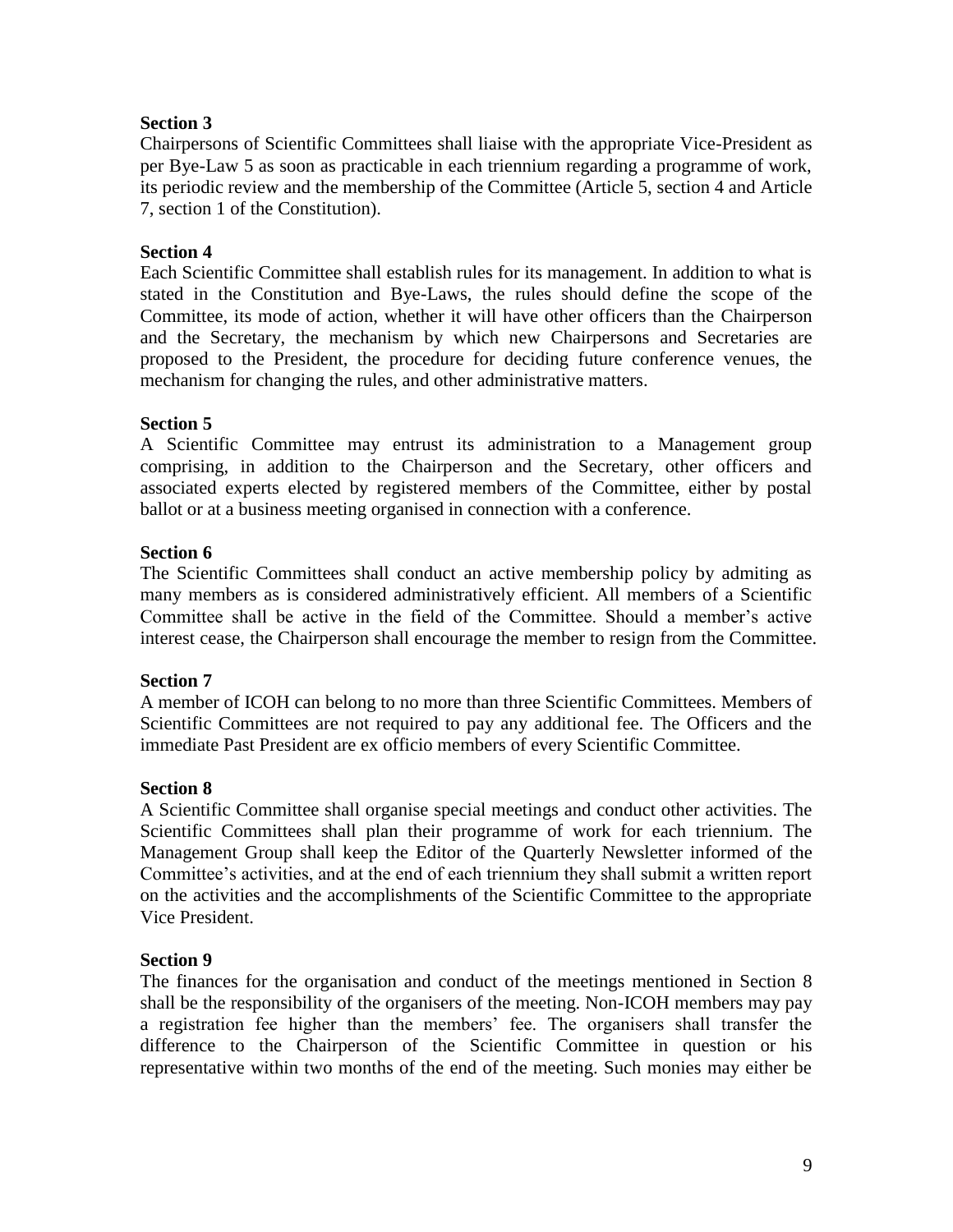**Section 3**

Chairpersons of Scientific Committees shall liaise with the appropriate Vice-President as per Bye-Law 5 as soon as practicable in each triennium regarding a programme of work, its periodic review and the membership of the Committee (Article 5, section 4 and Article 7, section 1 of the Constitution).

**Section 4**

Each Scientific Committee shall establish rules for its management. In addition to what is stated in the Constitution and Bye-Laws, the rules should define the scope of the Committee, its mode of action, whether it will have other officers than the Chairperson and the Secretary, the mechanism by which new Chairpersons and Secretaries are proposed to the President, the procedure for deciding future conference venues, the mechanism for changing the rules, and other administrative matters.

**Section 5**

A Scientific Committee may entrust its administration to a Management group comprising, in addition to the Chairperson and the Secretary, other officers and associated experts elected by registered members of the Committee, either by postal ballot or at a business meeting organised in connection with a conference.

**Section 6**

The Scientific Committees shall conduct an active membership policy by admiting as many members as is considered administratively efficient. All members of a Scientific Committee shall be active in the field of the Committee. Should a member's active interest cease, the Chairperson shall encourage the member to resign from the Committee.

**Section 7**

A member of ICOH can belong to no more than three Scientific Committees. Members of Scientific Committees are not required to pay any additional fee. The Officers and the immediate Past President are ex officio members of every Scientific Committee.

**Section 8**

A Scientific Committee shall organise special meetings and conduct other activities. The Scientific Committees shall plan their programme of work for each triennium. The Management Group shall keep the Editor of the Quarterly Newsletter informed of the Committee's activities, and at the end of each triennium they shall submit a written report on the activities and the accomplishments of the Scientific Committee to the appropriate Vice President.

**Section 9**

The finances for the organisation and conduct of the meetings mentioned in Section 8 shall be the responsibility of the organisers of the meeting. Non-ICOH members may pay a registration fee higher than the members' fee. The organisers shall transfer the difference to the Chairperson of the Scientific Committee in question or his representative within two months of the end of the meeting. Such monies may either be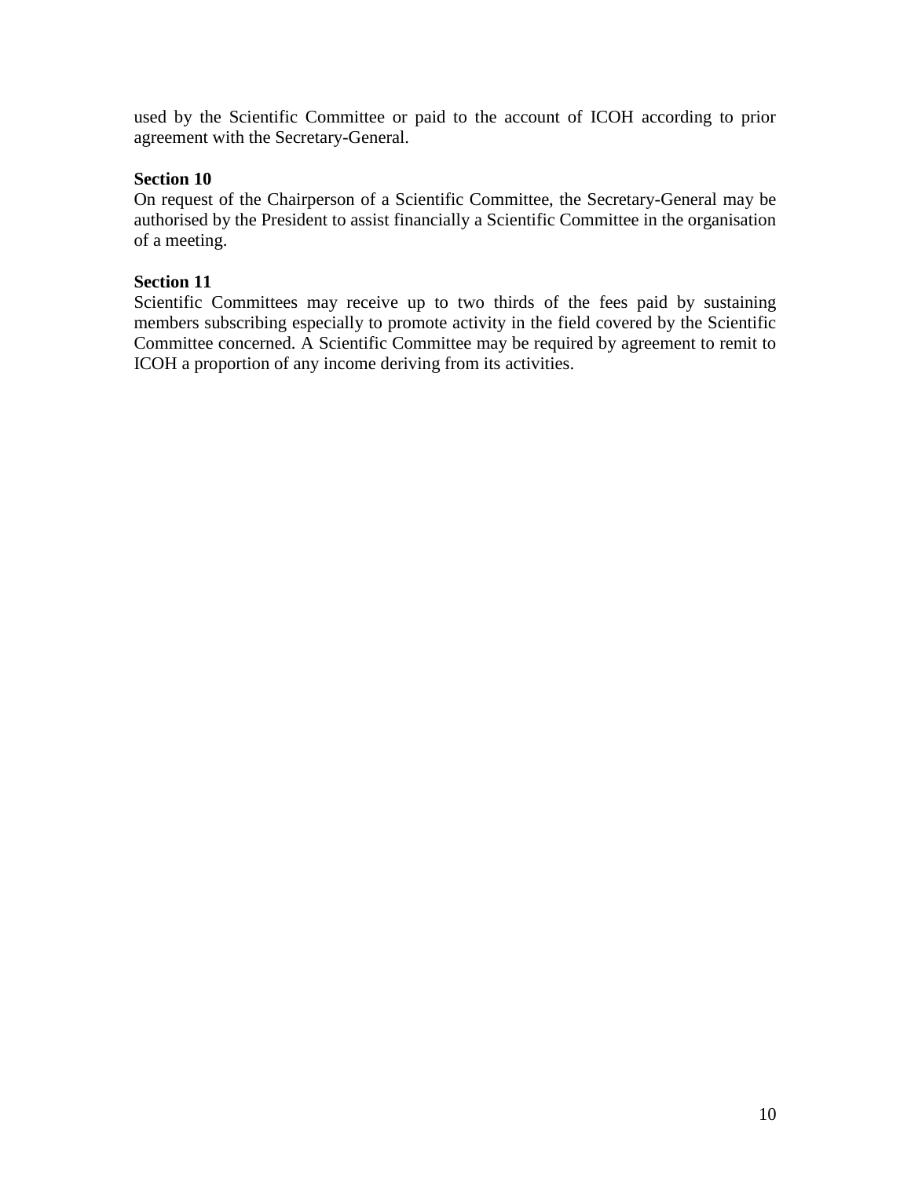used by the Scientific Committee or paid to the account of ICOH according to prior agreement with the Secretary-General.

**Section 10**

On request of the Chairperson of a Scientific Committee, the Secretary-General may be authorised by the President to assist financially a Scientific Committee in the organisation of a meeting.

**Section 11**

Scientific Committees may receive up to two thirds of the fees paid by sustaining members subscribing especially to promote activity in the field covered by the Scientific Committee concerned. A Scientific Committee may be required by agreement to remit to ICOH a proportion of any income deriving from its activities.